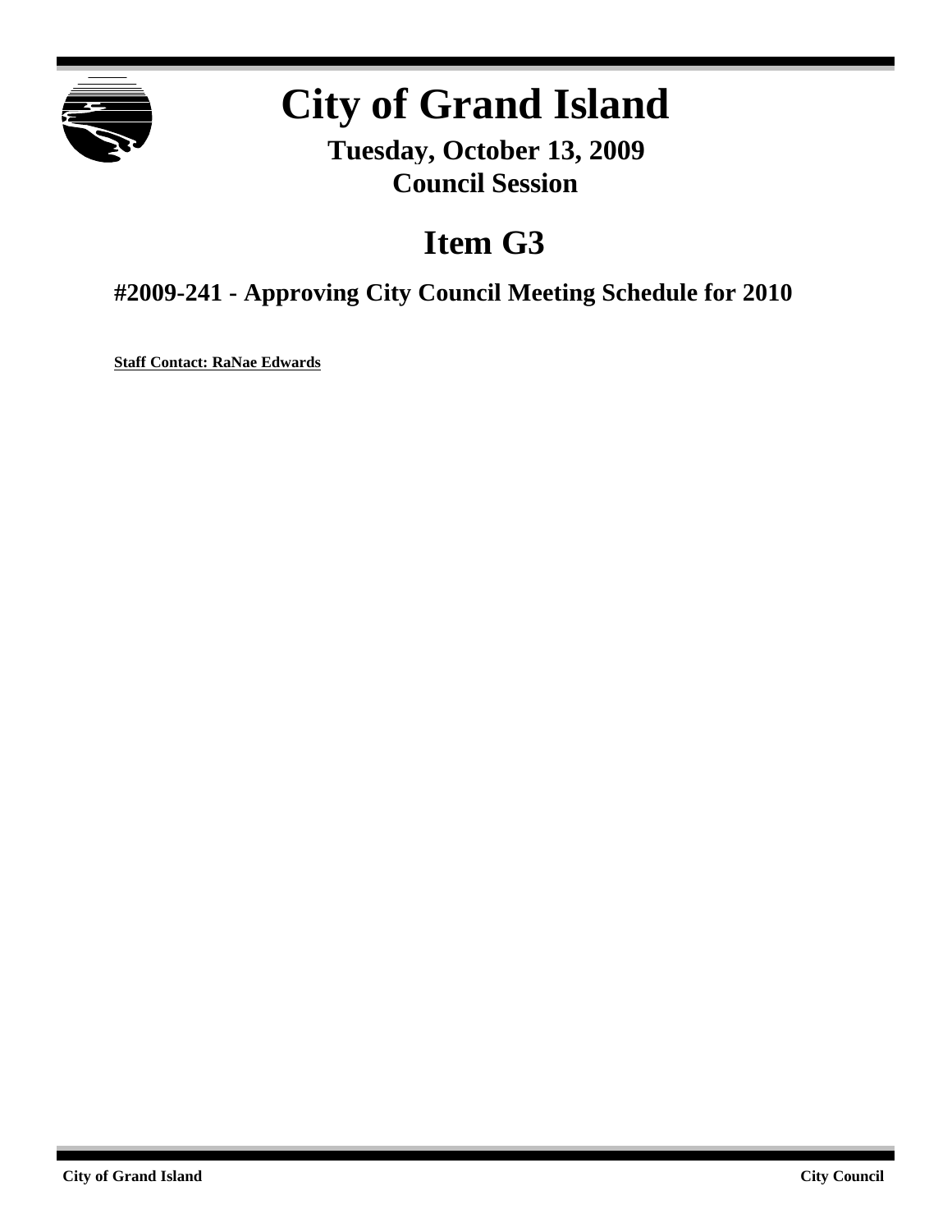# City of Grand Island

**Tuesday, October 13, 2009**
**Council Session**

## Item G3

### #2009-241 - Approving City Council Meeting Schedule for 2010

**Staff Contact: RaNae Edwards**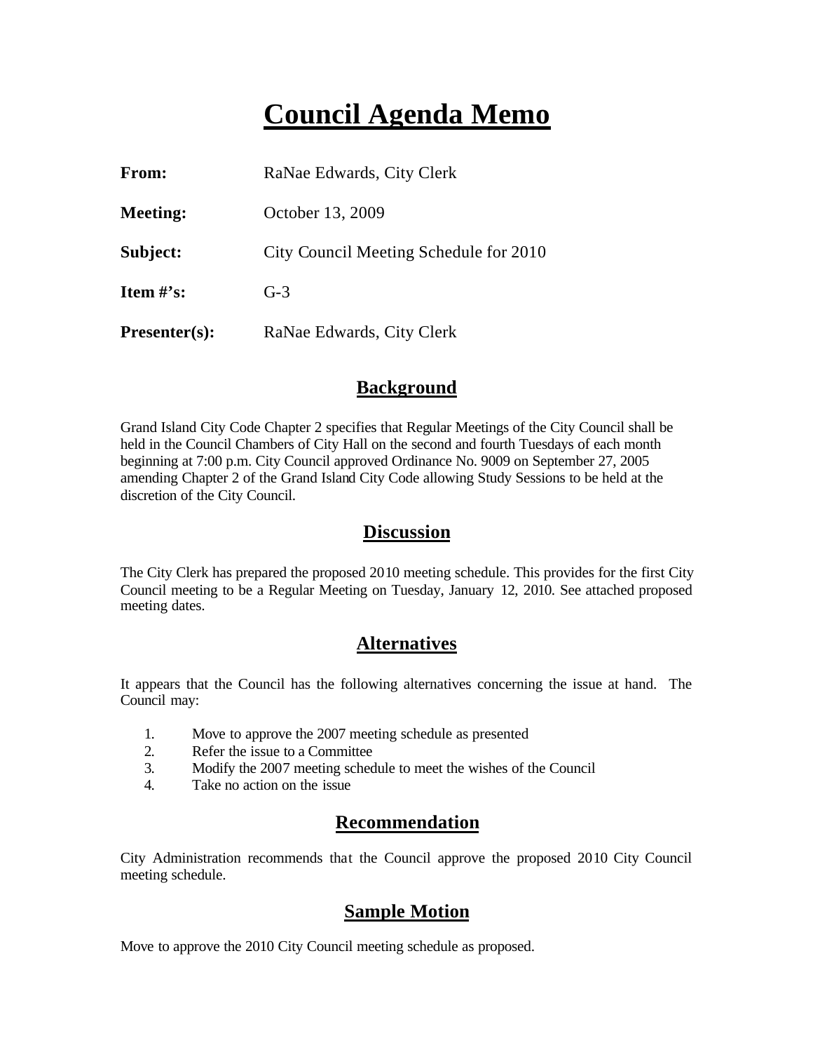# Council Agenda Memo

**From:** RaNae Edwards, City Clerk

**Meeting:** October 13, 2009

**Subject:** City Council Meeting Schedule for 2010

**Item #'s:** G-3

**Presenter(s):** RaNae Edwards, City Clerk

## Background

Grand Island City Code Chapter 2 specifies that Regular Meetings of the City Council shall be held in the Council Chambers of City Hall on the second and fourth Tuesdays of each month beginning at 7:00 p.m. City Council approved Ordinance No. 9009 on September 27, 2005 amending Chapter 2 of the Grand Island City Code allowing Study Sessions to be held at the discretion of the City Council.

## Discussion

The City Clerk has prepared the proposed 2010 meeting schedule. This provides for the first City Council meeting to be a Regular Meeting on Tuesday, January 12, 2010. See attached proposed meeting dates.

## Alternatives

It appears that the Council has the following alternatives concerning the issue at hand. The Council may:

1. Move to approve the 2007 meeting schedule as presented
2. Refer the issue to a Committee
3. Modify the 2007 meeting schedule to meet the wishes of the Council
4. Take no action on the issue

## Recommendation

City Administration recommends that the Council approve the proposed 2010 City Council meeting schedule.

## Sample Motion

Move to approve the 2010 City Council meeting schedule as proposed.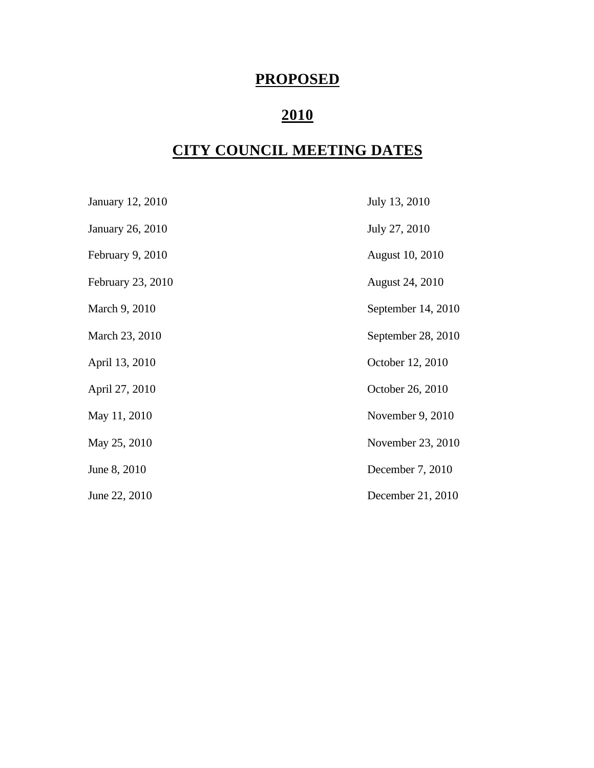# **PROPOSED**

# **2010**

# **CITY COUNCIL MEETING DATES**

January 12, 2010

January 26, 2010

February 9, 2010

February 23, 2010

March 9, 2010

March 23, 2010

April 13, 2010

April 27, 2010

May 11, 2010

May 25, 2010

June 8, 2010

June 22, 2010

July 13, 2010

July 27, 2010

August 10, 2010

August 24, 2010

September 14, 2010

September 28, 2010

October 12, 2010

October 26, 2010

November 9, 2010

November 23, 2010

December 7, 2010

December 21, 2010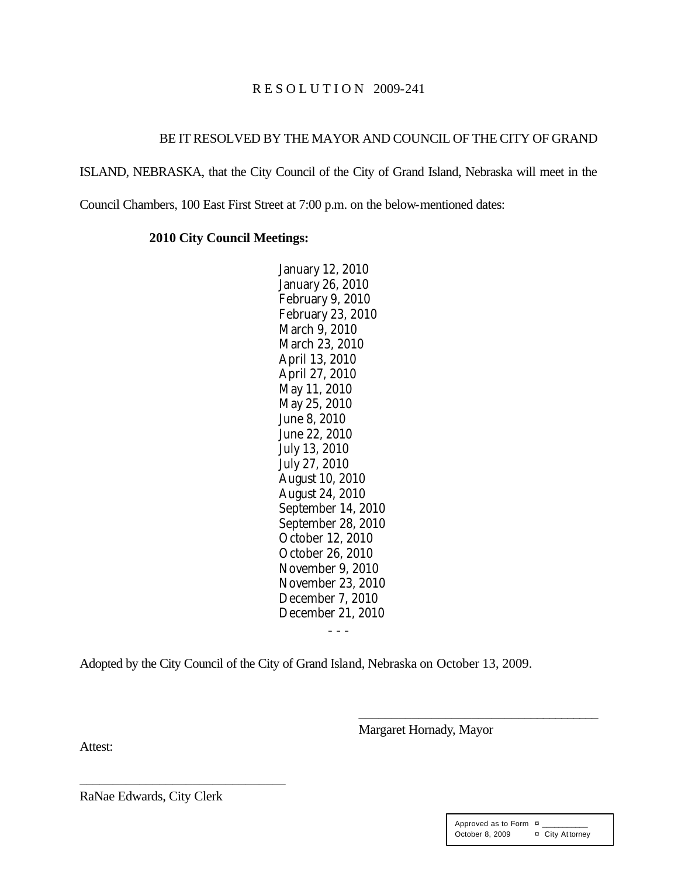R E S O L U T I O N 2009-241

BE IT RESOLVED BY THE MAYOR AND COUNCIL OF THE CITY OF GRAND ISLAND, NEBRASKA, that the City Council of the City of Grand Island, Nebraska will meet in the Council Chambers, 100 East First Street at 7:00 p.m. on the below-mentioned dates:

**2010 City Council Meetings:**

January 12, 2010
January 26, 2010
February 9, 2010
February 23, 2010
March 9, 2010
March 23, 2010
April 13, 2010
April 27, 2010
May 11, 2010
May 25, 2010
June 8, 2010
June 22, 2010
July 13, 2010
July 27, 2010
August 10, 2010
August 24, 2010
September 14, 2010
September 28, 2010
October 12, 2010
October 26, 2010
November 9, 2010
November 23, 2010
December 7, 2010
December 21, 2010

- - -

Adopted by the City Council of the City of Grand Island, Nebraska on October 13, 2009.

_____________________________________
Margaret Hornady, Mayor

Attest:

_________________________________
RaNae Edwards, City Clerk

| | |
|---|---|
| Approved as to Form | ¤ ___________ |
| October 8, 2009 | ¤ City Attorney |